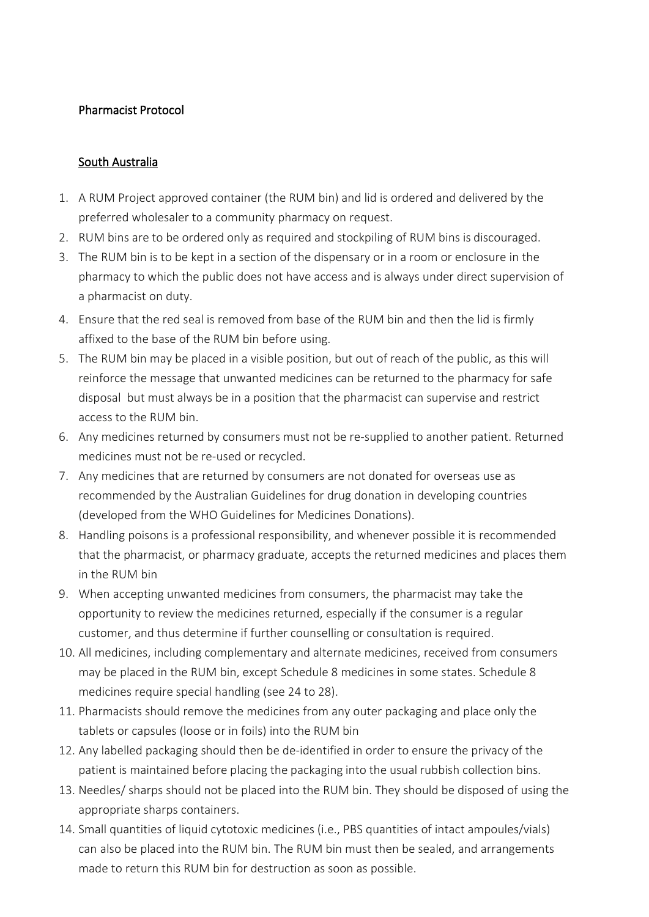Pharmacist Protocol

<u>South Australia</u>

1. A RUM Project approved container (the RUM bin) and lid is ordered and delivered by the preferred wholesaler to a community pharmacy on request.
2. RUM bins are to be ordered only as required and stockpiling of RUM bins is discouraged.
3. The RUM bin is to be kept in a section of the dispensary or in a room or enclosure in the pharmacy to which the public does not have access and is always under direct supervision of a pharmacist on duty.
4. Ensure that the red seal is removed from base of the RUM bin and then the lid is firmly affixed to the base of the RUM bin before using.
5. The RUM bin may be placed in a visible position, but out of reach of the public, as this will reinforce the message that unwanted medicines can be returned to the pharmacy for safe disposal but must always be in a position that the pharmacist can supervise and restrict access to the RUM bin.
6. Any medicines returned by consumers must not be re-supplied to another patient. Returned medicines must not be re-used or recycled.
7. Any medicines that are returned by consumers are not donated for overseas use as recommended by the Australian Guidelines for drug donation in developing countries (developed from the WHO Guidelines for Medicines Donations).
8. Handling poisons is a professional responsibility, and whenever possible it is recommended that the pharmacist, or pharmacy graduate, accepts the returned medicines and places them in the RUM bin
9. When accepting unwanted medicines from consumers, the pharmacist may take the opportunity to review the medicines returned, especially if the consumer is a regular customer, and thus determine if further counselling or consultation is required.
10. All medicines, including complementary and alternate medicines, received from consumers may be placed in the RUM bin, except Schedule 8 medicines in some states. Schedule 8 medicines require special handling (see 24 to 28).
11. Pharmacists should remove the medicines from any outer packaging and place only the tablets or capsules (loose or in foils) into the RUM bin
12. Any labelled packaging should then be de-identified in order to ensure the privacy of the patient is maintained before placing the packaging into the usual rubbish collection bins.
13. Needles/ sharps should not be placed into the RUM bin. They should be disposed of using the appropriate sharps containers.
14. Small quantities of liquid cytotoxic medicines (i.e., PBS quantities of intact ampoules/vials) can also be placed into the RUM bin. The RUM bin must then be sealed, and arrangements made to return this RUM bin for destruction as soon as possible.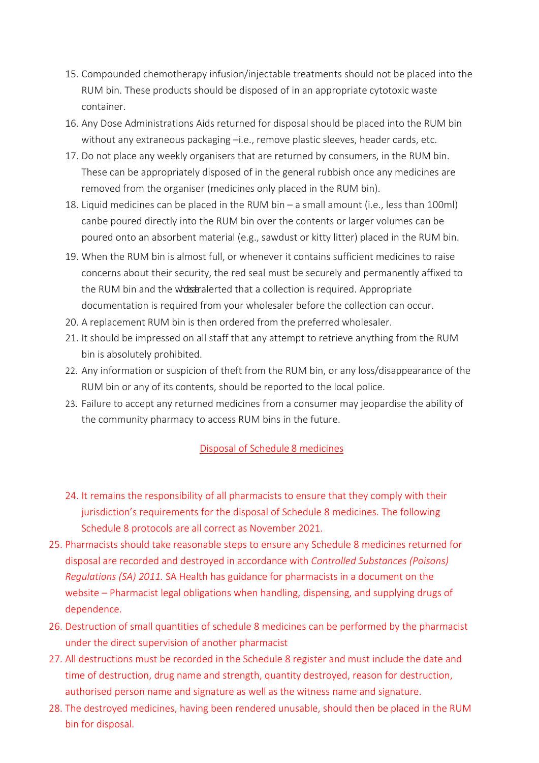15. Compounded chemotherapy infusion/injectable treatments should not be placed into the RUM bin. These products should be disposed of in an appropriate cytotoxic waste container.
16. Any Dose Administrations Aids returned for disposal should be placed into the RUM bin without any extraneous packaging –i.e., remove plastic sleeves, header cards, etc.
17. Do not place any weekly organisers that are returned by consumers, in the RUM bin. These can be appropriately disposed of in the general rubbish once any medicines are removed from the organiser (medicines only placed in the RUM bin).
18. Liquid medicines can be placed in the RUM bin – a small amount (i.e., less than 100ml) canbe poured directly into the RUM bin over the contents or larger volumes can be poured onto an absorbent material (e.g., sawdust or kitty litter) placed in the RUM bin.
19. When the RUM bin is almost full, or whenever it contains sufficient medicines to raise concerns about their security, the red seal must be securely and permanently affixed to the RUM bin and the wholesaler alerted that a collection is required. Appropriate documentation is required from your wholesaler before the collection can occur.
20. A replacement RUM bin is then ordered from the preferred wholesaler.
21. It should be impressed on all staff that any attempt to retrieve anything from the RUM bin is absolutely prohibited.
22. Any information or suspicion of theft from the RUM bin, or any loss/disappearance of the RUM bin or any of its contents, should be reported to the local police.
23. Failure to accept any returned medicines from a consumer may jeopardise the ability of the community pharmacy to access RUM bins in the future.

## Disposal of Schedule 8 medicines

24. It remains the responsibility of all pharmacists to ensure that they comply with their jurisdiction's requirements for the disposal of Schedule 8 medicines. The following Schedule 8 protocols are all correct as November 2021.
25. Pharmacists should take reasonable steps to ensure any Schedule 8 medicines returned for disposal are recorded and destroyed in accordance with *Controlled Substances (Poisons) Regulations (SA) 2011.* SA Health has guidance for pharmacists in a document on the website – Pharmacist legal obligations when handling, dispensing, and supplying drugs of dependence.
26. Destruction of small quantities of schedule 8 medicines can be performed by the pharmacist under the direct supervision of another pharmacist
27. All destructions must be recorded in the Schedule 8 register and must include the date and time of destruction, drug name and strength, quantity destroyed, reason for destruction, authorised person name and signature as well as the witness name and signature.
28. The destroyed medicines, having been rendered unusable, should then be placed in the RUM bin for disposal.